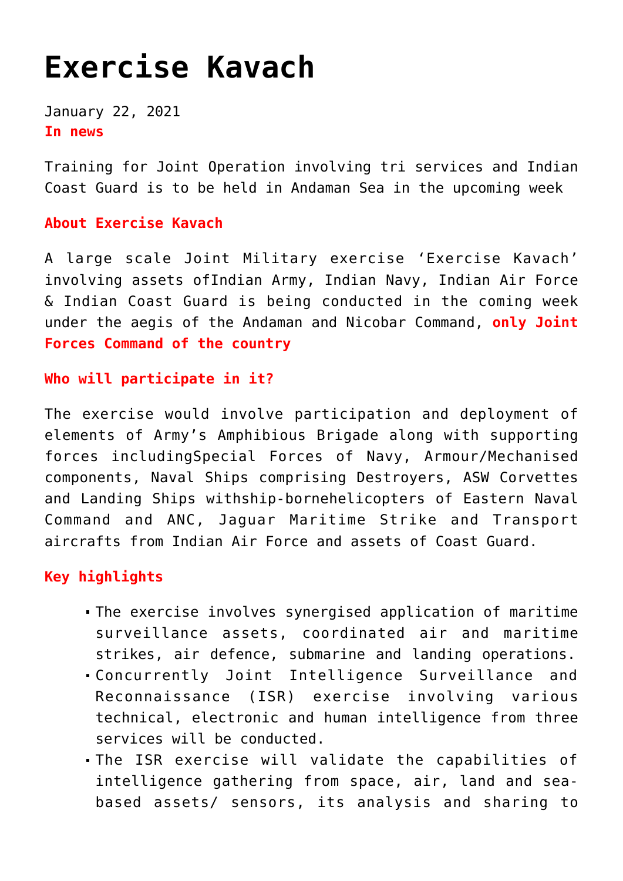# Exercise Kavach

January 22, 2021

**In news**

Training for Joint Operation involving tri services and Indian Coast Guard is to be held in Andaman Sea in the upcoming week

**About Exercise Kavach**

A large scale Joint Military exercise 'Exercise Kavach' involving assets ofIndian Army, Indian Navy, Indian Air Force & Indian Coast Guard is being conducted in the coming week under the aegis of the Andaman and Nicobar Command, **only Joint Forces Command of the country**

**Who will participate in it?**

The exercise would involve participation and deployment of elements of Army's Amphibious Brigade along with supporting forces includingSpecial Forces of Navy, Armour/Mechanised components, Naval Ships comprising Destroyers, ASW Corvettes and Landing Ships withship-bornehelicopters of Eastern Naval Command and ANC, Jaguar Maritime Strike and Transport aircrafts from Indian Air Force and assets of Coast Guard.

**Key highlights**

- The exercise involves synergised application of maritime surveillance assets, coordinated air and maritime strikes, air defence, submarine and landing operations.
- Concurrently Joint Intelligence Surveillance and Reconnaissance (ISR) exercise involving various technical, electronic and human intelligence from three services will be conducted.
- The ISR exercise will validate the capabilities of intelligence gathering from space, air, land and sea-based assets/ sensors, its analysis and sharing to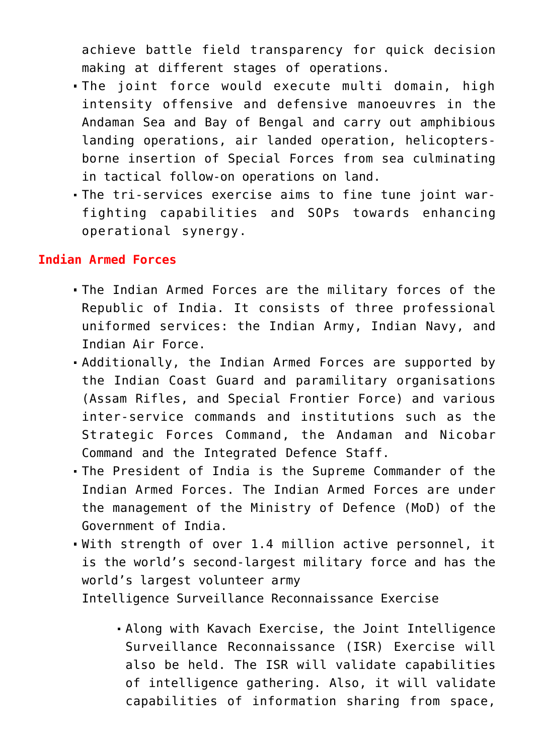achieve battle field transparency for quick decision making at different stages of operations.

- The joint force would execute multi domain, high intensity offensive and defensive manoeuvres in the Andaman Sea and Bay of Bengal and carry out amphibious landing operations, air landed operation, helicopters-borne insertion of Special Forces from sea culminating in tactical follow-on operations on land.
- The tri-services exercise aims to fine tune joint war-fighting capabilities and SOPs towards enhancing operational synergy.

**Indian Armed Forces**

- The Indian Armed Forces are the military forces of the Republic of India. It consists of three professional uniformed services: the Indian Army, Indian Navy, and Indian Air Force.
- Additionally, the Indian Armed Forces are supported by the Indian Coast Guard and paramilitary organisations (Assam Rifles, and Special Frontier Force) and various inter-service commands and institutions such as the Strategic Forces Command, the Andaman and Nicobar Command and the Integrated Defence Staff.
- The President of India is the Supreme Commander of the Indian Armed Forces. The Indian Armed Forces are under the management of the Ministry of Defence (MoD) of the Government of India.
- With strength of over 1.4 million active personnel, it is the world's second-largest military force and has the world's largest volunteer army
  Intelligence Surveillance Reconnaissance Exercise
    - Along with Kavach Exercise, the Joint Intelligence Surveillance Reconnaissance (ISR) Exercise will also be held. The ISR will validate capabilities of intelligence gathering. Also, it will validate capabilities of information sharing from space,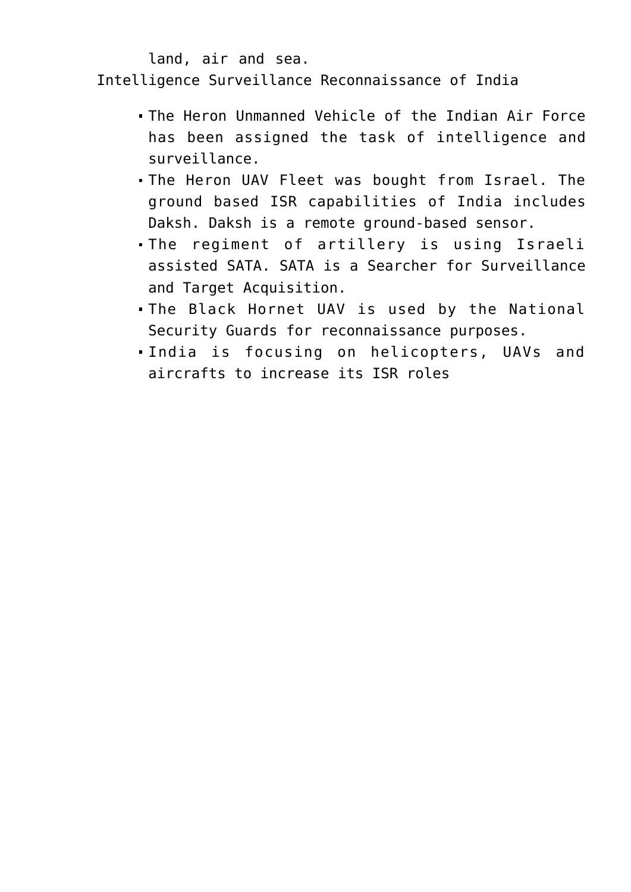land, air and sea.

Intelligence Surveillance Reconnaissance of India

- The Heron Unmanned Vehicle of the Indian Air Force has been assigned the task of intelligence and surveillance.
- The Heron UAV Fleet was bought from Israel. The ground based ISR capabilities of India includes Daksh. Daksh is a remote ground-based sensor.
- The regiment of artillery is using Israeli assisted SATA. SATA is a Searcher for Surveillance and Target Acquisition.
- The Black Hornet UAV is used by the National Security Guards for reconnaissance purposes.
- India is focusing on helicopters, UAVs and aircrafts to increase its ISR roles